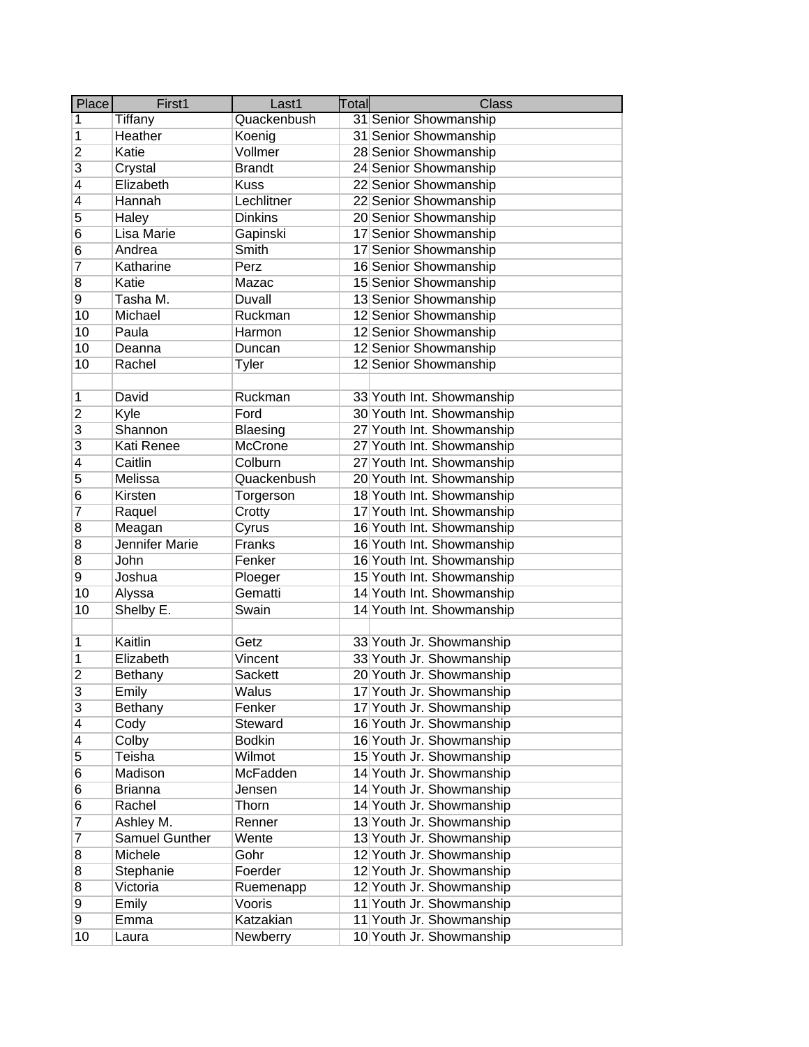| Place | First1 | Last1 | Total | Class |
|---|---|---|---|---|
| 1 | Tiffany | Quackenbush | 31 | Senior Showmanship |
| 1 | Heather | Koenig | 31 | Senior Showmanship |
| 2 | Katie | Vollmer | 28 | Senior Showmanship |
| 3 | Crystal | Brandt | 24 | Senior Showmanship |
| 4 | Elizabeth | Kuss | 22 | Senior Showmanship |
| 4 | Hannah | Lechlitner | 22 | Senior Showmanship |
| 5 | Haley | Dinkins | 20 | Senior Showmanship |
| 6 | Lisa Marie | Gapinski | 17 | Senior Showmanship |
| 6 | Andrea | Smith | 17 | Senior Showmanship |
| 7 | Katharine | Perz | 16 | Senior Showmanship |
| 8 | Katie | Mazac | 15 | Senior Showmanship |
| 9 | Tasha M. | Duvall | 13 | Senior Showmanship |
| 10 | Michael | Ruckman | 12 | Senior Showmanship |
| 10 | Paula | Harmon | 12 | Senior Showmanship |
| 10 | Deanna | Duncan | 12 | Senior Showmanship |
| 10 | Rachel | Tyler | 12 | Senior Showmanship |
| | | | | |
| 1 | David | Ruckman | 33 | Youth Int. Showmanship |
| 2 | Kyle | Ford | 30 | Youth Int. Showmanship |
| 3 | Shannon | Blaesing | 27 | Youth Int. Showmanship |
| 3 | Kati Renee | McCrone | 27 | Youth Int. Showmanship |
| 4 | Caitlin | Colburn | 27 | Youth Int. Showmanship |
| 5 | Melissa | Quackenbush | 20 | Youth Int. Showmanship |
| 6 | Kirsten | Torgerson | 18 | Youth Int. Showmanship |
| 7 | Raquel | Crotty | 17 | Youth Int. Showmanship |
| 8 | Meagan | Cyrus | 16 | Youth Int. Showmanship |
| 8 | Jennifer Marie | Franks | 16 | Youth Int. Showmanship |
| 8 | John | Fenker | 16 | Youth Int. Showmanship |
| 9 | Joshua | Ploeger | 15 | Youth Int. Showmanship |
| 10 | Alyssa | Gematti | 14 | Youth Int. Showmanship |
| 10 | Shelby E. | Swain | 14 | Youth Int. Showmanship |
| | | | | |
| 1 | Kaitlin | Getz | 33 | Youth Jr. Showmanship |
| 1 | Elizabeth | Vincent | 33 | Youth Jr. Showmanship |
| 2 | Bethany | Sackett | 20 | Youth Jr. Showmanship |
| 3 | Emily | Walus | 17 | Youth Jr. Showmanship |
| 3 | Bethany | Fenker | 17 | Youth Jr. Showmanship |
| 4 | Cody | Steward | 16 | Youth Jr. Showmanship |
| 4 | Colby | Bodkin | 16 | Youth Jr. Showmanship |
| 5 | Teisha | Wilmot | 15 | Youth Jr. Showmanship |
| 6 | Madison | McFadden | 14 | Youth Jr. Showmanship |
| 6 | Brianna | Jensen | 14 | Youth Jr. Showmanship |
| 6 | Rachel | Thorn | 14 | Youth Jr. Showmanship |
| 7 | Ashley M. | Renner | 13 | Youth Jr. Showmanship |
| 7 | Samuel Gunther | Wente | 13 | Youth Jr. Showmanship |
| 8 | Michele | Gohr | 12 | Youth Jr. Showmanship |
| 8 | Stephanie | Foerder | 12 | Youth Jr. Showmanship |
| 8 | Victoria | Ruemenapp | 12 | Youth Jr. Showmanship |
| 9 | Emily | Vooris | 11 | Youth Jr. Showmanship |
| 9 | Emma | Katzakian | 11 | Youth Jr. Showmanship |
| 10 | Laura | Newberry | 10 | Youth Jr. Showmanship |